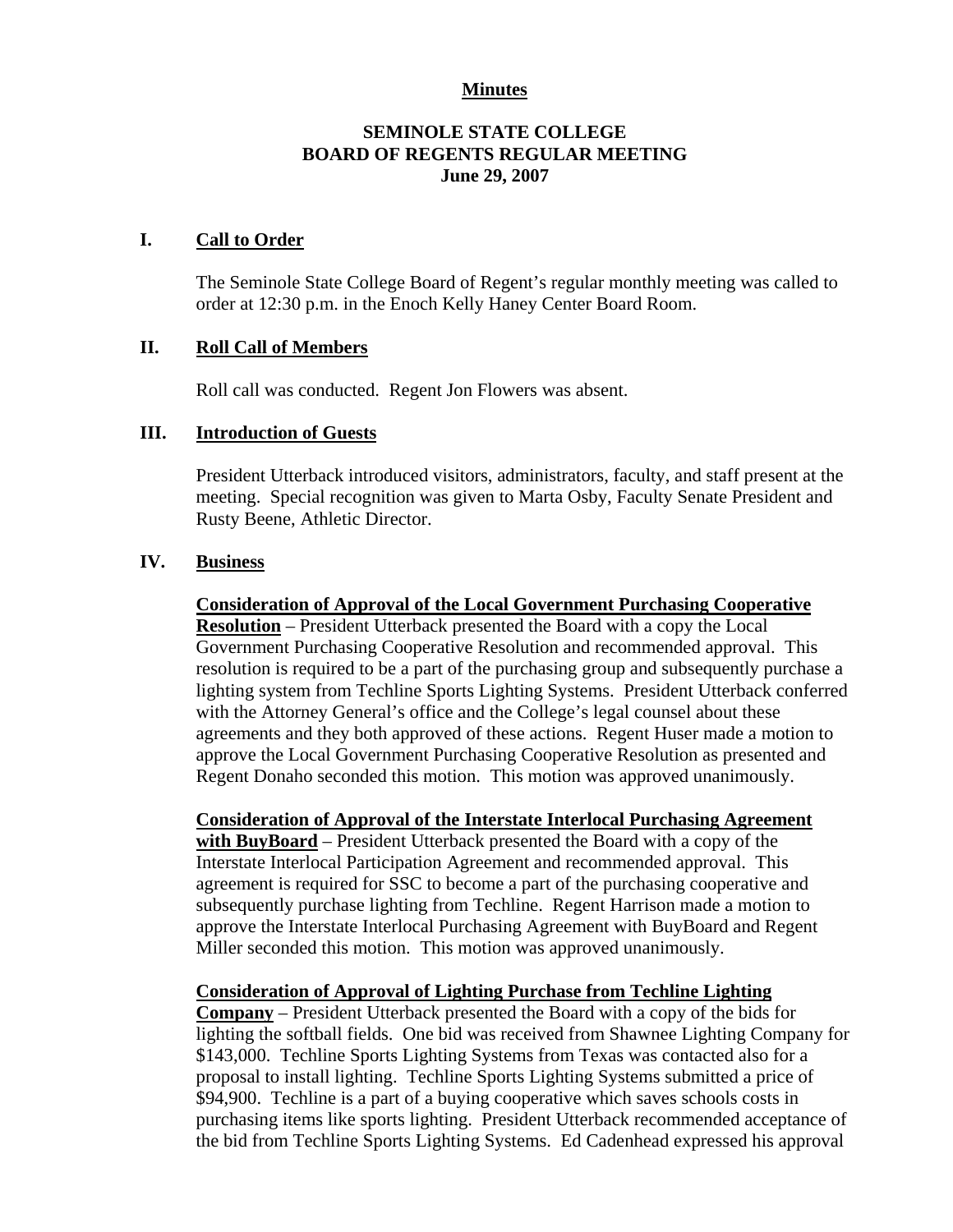**Minutes**

**SEMINOLE STATE COLLEGE**
**BOARD OF REGENTS REGULAR MEETING**
**June 29, 2007**

## I. Call to Order

The Seminole State College Board of Regent's regular monthly meeting was called to order at 12:30 p.m. in the Enoch Kelly Haney Center Board Room.

## II. Roll Call of Members

Roll call was conducted. Regent Jon Flowers was absent.

## III. Introduction of Guests

President Utterback introduced visitors, administrators, faculty, and staff present at the meeting. Special recognition was given to Marta Osby, Faculty Senate President and Rusty Beene, Athletic Director.

## IV. Business

**Consideration of Approval of the Local Government Purchasing Cooperative Resolution** – President Utterback presented the Board with a copy the Local Government Purchasing Cooperative Resolution and recommended approval. This resolution is required to be a part of the purchasing group and subsequently purchase a lighting system from Techline Sports Lighting Systems. President Utterback conferred with the Attorney General's office and the College's legal counsel about these agreements and they both approved of these actions. Regent Huser made a motion to approve the Local Government Purchasing Cooperative Resolution as presented and Regent Donaho seconded this motion. This motion was approved unanimously.

**Consideration of Approval of the Interstate Interlocal Purchasing Agreement with BuyBoard** – President Utterback presented the Board with a copy of the Interstate Interlocal Participation Agreement and recommended approval. This agreement is required for SSC to become a part of the purchasing cooperative and subsequently purchase lighting from Techline. Regent Harrison made a motion to approve the Interstate Interlocal Purchasing Agreement with BuyBoard and Regent Miller seconded this motion. This motion was approved unanimously.

**Consideration of Approval of Lighting Purchase from Techline Lighting Company** – President Utterback presented the Board with a copy of the bids for lighting the softball fields. One bid was received from Shawnee Lighting Company for $143,000. Techline Sports Lighting Systems from Texas was contacted also for a proposal to install lighting. Techline Sports Lighting Systems submitted a price of $94,900. Techline is a part of a buying cooperative which saves schools costs in purchasing items like sports lighting. President Utterback recommended acceptance of the bid from Techline Sports Lighting Systems. Ed Cadenhead expressed his approval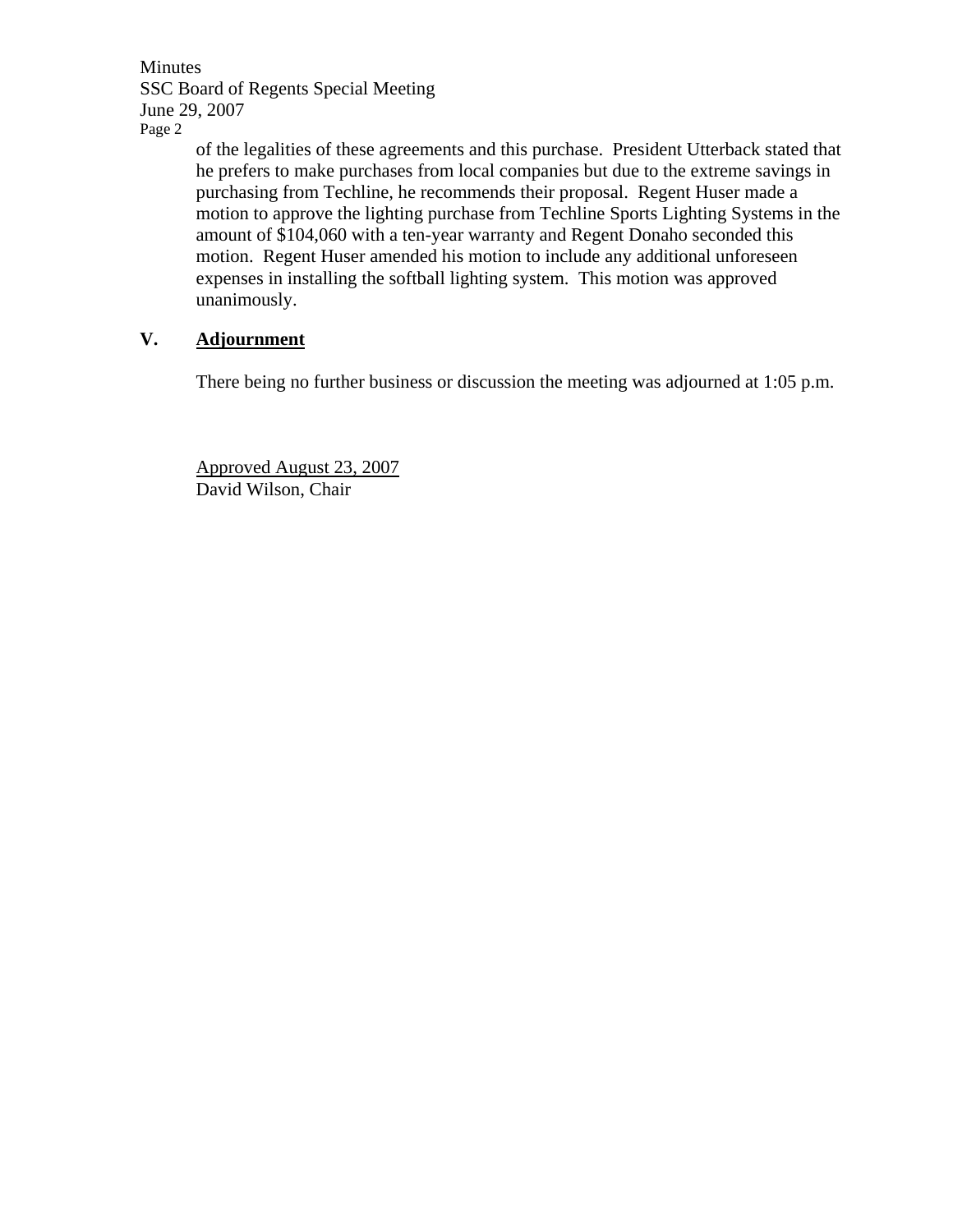of the legalities of these agreements and this purchase. President Utterback stated that he prefers to make purchases from local companies but due to the extreme savings in purchasing from Techline, he recommends their proposal. Regent Huser made a motion to approve the lighting purchase from Techline Sports Lighting Systems in the amount of $104,060 with a ten-year warranty and Regent Donaho seconded this motion. Regent Huser amended his motion to include any additional unforeseen expenses in installing the softball lighting system. This motion was approved unanimously.

## V. Adjournment

There being no further business or discussion the meeting was adjourned at 1:05 p.m.

Approved August 23, 2007
David Wilson, Chair